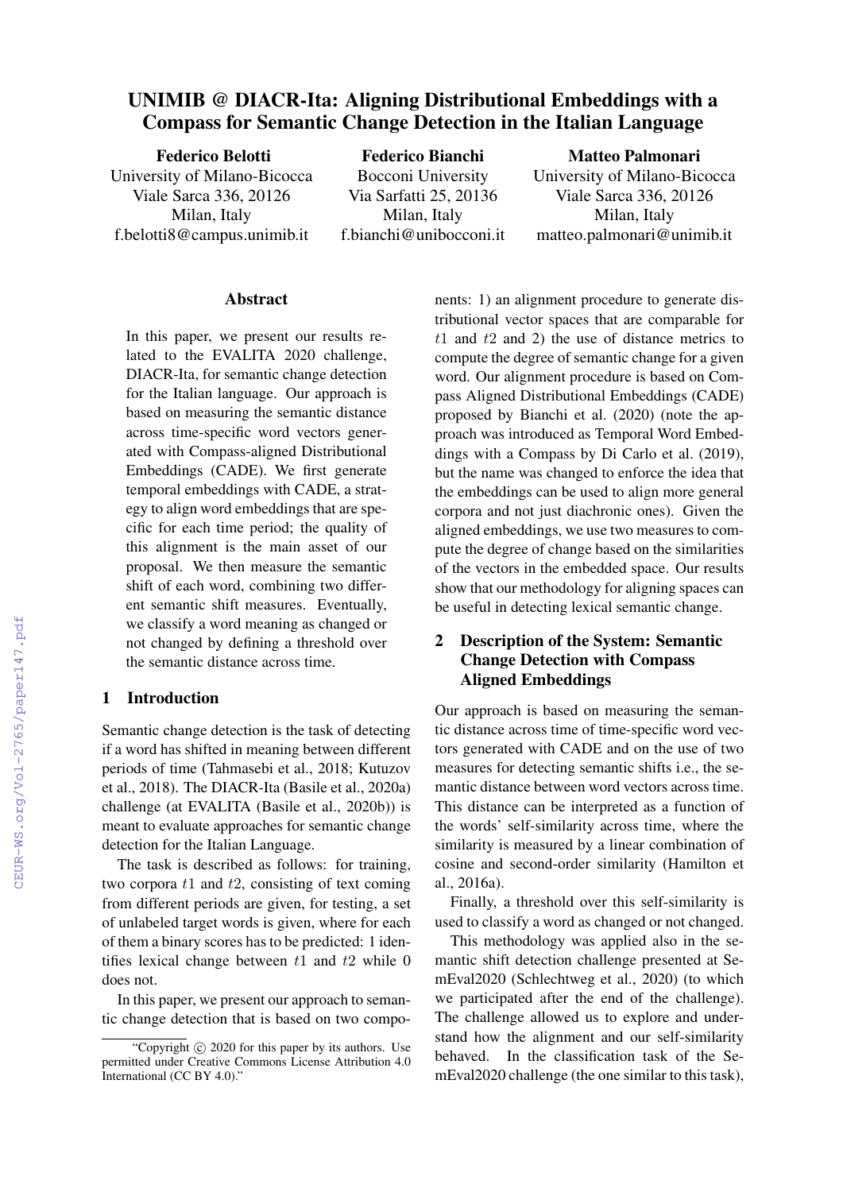# UNIMIB @ DIACR-Ita: Aligning Distributional Embeddings with a Compass for Semantic Change Detection in the Italian Language

**Federico Belotti**
University of Milano-Bicocca
Viale Sarca 336, 20126
Milan, Italy
f.belotti8@campus.unimib.it

**Federico Bianchi**
Bocconi University
Via Sarfatti 25, 20136
Milan, Italy
f.bianchi@unibocconi.it

**Matteo Palmonari**
University of Milano-Bicocca
Viale Sarca 336, 20126
Milan, Italy
matteo.palmonari@unimib.it

## Abstract

In this paper, we present our results related to the EVALITA 2020 challenge, DIACR-Ita, for semantic change detection for the Italian language. Our approach is based on measuring the semantic distance across time-specific word vectors generated with Compass-aligned Distributional Embeddings (CADE). We first generate temporal embeddings with CADE, a strategy to align word embeddings that are specific for each time period; the quality of this alignment is the main asset of our proposal. We then measure the semantic shift of each word, combining two different semantic shift measures. Eventually, we classify a word meaning as changed or not changed by defining a threshold over the semantic distance across time.

## 1 Introduction

Semantic change detection is the task of detecting if a word has shifted in meaning between different periods of time (Tahmasebi et al., 2018; Kutuzov et al., 2018). The DIACR-Ita (Basile et al., 2020a) challenge (at EVALITA (Basile et al., 2020b)) is meant to evaluate approaches for semantic change detection for the Italian Language.

The task is described as follows: for training, two corpora $t1$ and $t2$, consisting of text coming from different periods are given, for testing, a set of unlabeled target words is given, where for each of them a binary scores has to be predicted: 1 identifies lexical change between $t1$ and $t2$ while 0 does not.

In this paper, we present our approach to semantic change detection that is based on two components: 1) an alignment procedure to generate distributional vector spaces that are comparable for $t1$ and $t2$ and 2) the use of distance metrics to compute the degree of semantic change for a given word. Our alignment procedure is based on Compass Aligned Distributional Embeddings (CADE) proposed by Bianchi et al. (2020) (note the approach was introduced as Temporal Word Embeddings with a Compass by Di Carlo et al. (2019), but the name was changed to enforce the idea that the embeddings can be used to align more general corpora and not just diachronic ones). Given the aligned embeddings, we use two measures to compute the degree of change based on the similarities of the vectors in the embedded space. Our results show that our methodology for aligning spaces can be useful in detecting lexical semantic change.

## 2 Description of the System: Semantic Change Detection with Compass Aligned Embeddings

Our approach is based on measuring the semantic distance across time of time-specific word vectors generated with CADE and on the use of two measures for detecting semantic shifts i.e., the semantic distance between word vectors across time. This distance can be interpreted as a function of the words' self-similarity across time, where the similarity is measured by a linear combination of cosine and second-order similarity (Hamilton et al., 2016a).

Finally, a threshold over this self-similarity is used to classify a word as changed or not changed.

This methodology was applied also in the semantic shift detection challenge presented at SemEval2020 (Schlechtweg et al., 2020) (to which we participated after the end of the challenge). The challenge allowed us to explore and understand how the alignment and our self-similarity behaved. In the classification task of the SemEval2020 challenge (the one similar to this task),

"Copyright © 2020 for this paper by its authors. Use permitted under Creative Commons License Attribution 4.0 International (CC BY 4.0)."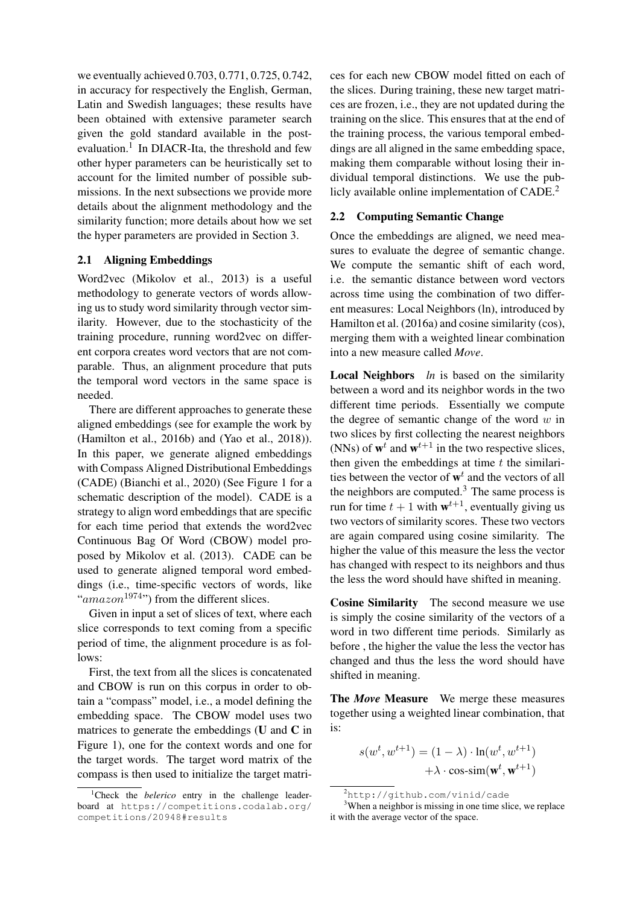we eventually achieved 0.703, 0.771, 0.725, 0.742, in accuracy for respectively the English, German, Latin and Swedish languages; these results have been obtained with extensive parameter search given the gold standard available in the post-evaluation.[1] In DIACR-Ita, the threshold and few other hyper parameters can be heuristically set to account for the limited number of possible submissions. In the next subsections we provide more details about the alignment methodology and the similarity function; more details about how we set the hyper parameters are provided in Section 3.

### 2.1 Aligning Embeddings

Word2vec (Mikolov et al., 2013) is a useful methodology to generate vectors of words allowing us to study word similarity through vector similarity. However, due to the stochasticity of the training procedure, running word2vec on different corpora creates word vectors that are not comparable. Thus, an alignment procedure that puts the temporal word vectors in the same space is needed.

There are different approaches to generate these aligned embeddings (see for example the work by (Hamilton et al., 2016b) and (Yao et al., 2018)). In this paper, we generate aligned embeddings with Compass Aligned Distributional Embeddings (CADE) (Bianchi et al., 2020) (See Figure 1 for a schematic description of the model). CADE is a strategy to align word embeddings that are specific for each time period that extends the word2vec Continuous Bag Of Word (CBOW) model proposed by Mikolov et al. (2013). CADE can be used to generate aligned temporal word embeddings (i.e., time-specific vectors of words, like "$amazon^{1974}$") from the different slices.

Given in input a set of slices of text, where each slice corresponds to text coming from a specific period of time, the alignment procedure is as follows:

First, the text from all the slices is concatenated and CBOW is run on this corpus in order to obtain a "compass" model, i.e., a model defining the embedding space. The CBOW model uses two matrices to generate the embeddings (**U** and **C** in Figure 1), one for the context words and one for the target words. The target word matrix of the compass is then used to initialize the target matrices for each new CBOW model fitted on each of the slices. During training, these new target matrices are frozen, i.e., they are not updated during the training on the slice. This ensures that at the end of the training process, the various temporal embeddings are all aligned in the same embedding space, making them comparable without losing their individual temporal distinctions. We use the publicly available online implementation of CADE.[2]

### 2.2 Computing Semantic Change

Once the embeddings are aligned, we need measures to evaluate the degree of semantic change. We compute the semantic shift of each word, i.e. the semantic distance between word vectors across time using the combination of two different measures: Local Neighbors (ln), introduced by Hamilton et al. (2016a) and cosine similarity (cos), merging them with a weighted linear combination into a new measure called *Move*.

**Local Neighbors** *ln* is based on the similarity between a word and its neighbor words in the two different time periods. Essentially we compute the degree of semantic change of the word $w$ in two slices by first collecting the nearest neighbors (NNs) of $\mathbf{w}^t$ and $\mathbf{w}^{t+1}$ in the two respective slices, then given the embeddings at time $t$ the similarities between the vector of $\mathbf{w}^t$ and the vectors of all the neighbors are computed.[3] The same process is run for time $t+1$ with $\mathbf{w}^{t+1}$, eventually giving us two vectors of similarity scores. These two vectors are again compared using cosine similarity. The higher the value of this measure the less the vector has changed with respect to its neighbors and thus the less the word should have shifted in meaning.

**Cosine Similarity** The second measure we use is simply the cosine similarity of the vectors of a word in two different time periods. Similarly as before , the higher the value the less the vector has changed and thus the less the word should have shifted in meaning.

**The *Move* Measure** We merge these measures together using a weighted linear combination, that is:

$$s(w^t, w^{t+1}) = (1-\lambda) \cdot \text{ln}(w^t, w^{t+1}) + \lambda \cdot \text{cos-sim}(\mathbf{w}^t, \mathbf{w}^{t+1})$$

[1] Check the *belerico* entry in the challenge leaderboard at https://competitions.codalab.org/competitions/20948#results

[2] http://github.com/vinid/cade

[3] When a neighbor is missing in one time slice, we replace it with the average vector of the space.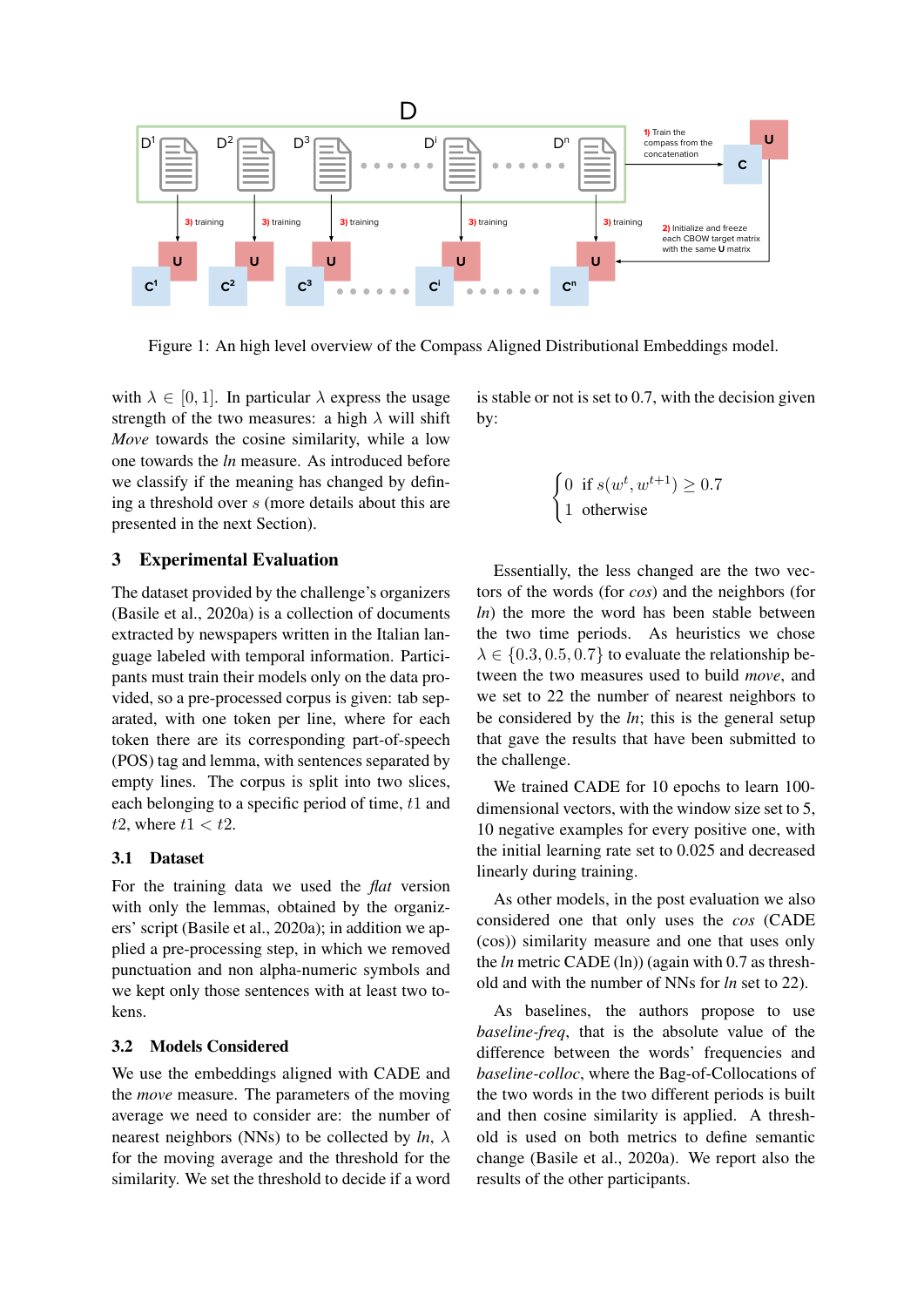Figure 1: An high level overview of the Compass Aligned Distributional Embeddings model.

with $\lambda \in [0, 1]$. In particular $\lambda$ express the usage strength of the two measures: a high $\lambda$ will shift *Move* towards the cosine similarity, while a low one towards the *ln* measure. As introduced before we classify if the meaning has changed by defining a threshold over $s$ (more details about this are presented in the next Section).

## 3 Experimental Evaluation

The dataset provided by the challenge's organizers (Basile et al., 2020a) is a collection of documents extracted by newspapers written in the Italian language labeled with temporal information. Participants must train their models only on the data provided, so a pre-processed corpus is given: tab separated, with one token per line, where for each token there are its corresponding part-of-speech (POS) tag and lemma, with sentences separated by empty lines. The corpus is split into two slices, each belonging to a specific period of time, $t1$ and $t2$, where $t1 < t2$.

### 3.1 Dataset

For the training data we used the *flat* version with only the lemmas, obtained by the organizers' script (Basile et al., 2020a); in addition we applied a pre-processing step, in which we removed punctuation and non alpha-numeric symbols and we kept only those sentences with at least two tokens.

### 3.2 Models Considered

We use the embeddings aligned with CADE and the *move* measure. The parameters of the moving average we need to consider are: the number of nearest neighbors (NNs) to be collected by *ln*, $\lambda$ for the moving average and the threshold for the similarity. We set the threshold to decide if a word is stable or not is set to 0.7, with the decision given by:

$$\begin{cases} 0 & \text{if } s(w^t, w^{t+1}) \geq 0.7 \\ 1 & \text{otherwise} \end{cases}$$

Essentially, the less changed are the two vectors of the words (for *cos*) and the neighbors (for *ln*) the more the word has been stable between the two time periods. As heuristics we chose $\lambda \in \{0.3, 0.5, 0.7\}$ to evaluate the relationship between the two measures used to build *move*, and we set to 22 the number of nearest neighbors to be considered by the *ln*; this is the general setup that gave the results that have been submitted to the challenge.

We trained CADE for 10 epochs to learn 100-dimensional vectors, with the window size set to 5, 10 negative examples for every positive one, with the initial learning rate set to 0.025 and decreased linearly during training.

As other models, in the post evaluation we also considered one that only uses the *cos* (CADE (cos)) similarity measure and one that uses only the *ln* metric CADE (ln)) (again with 0.7 as threshold and with the number of NNs for *ln* set to 22).

As baselines, the authors propose to use *baseline-freq*, that is the absolute value of the difference between the words' frequencies and *baseline-colloc*, where the Bag-of-Collocations of the two words in the two different periods is built and then cosine similarity is applied. A threshold is used on both metrics to define semantic change (Basile et al., 2020a). We report also the results of the other participants.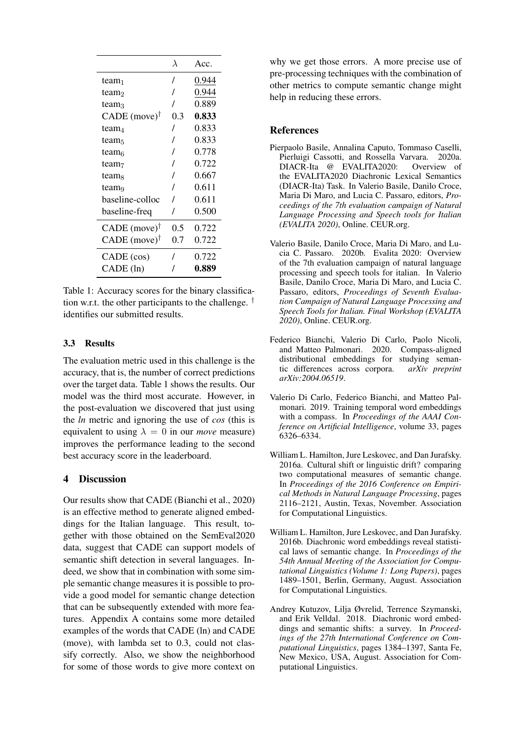| | $\lambda$ | Acc. |
|---|---|---|
| team$_1$ | / | 0.944 |
| team$_2$ | / | 0.944 |
| team$_3$ | / | 0.889 |
| CADE (move)$^\dagger$ | 0.3 | **0.833** |
| team$_4$ | / | 0.833 |
| team$_5$ | / | 0.833 |
| team$_6$ | / | 0.778 |
| team$_7$ | / | 0.722 |
| team$_8$ | / | 0.667 |
| team$_9$ | / | 0.611 |
| baseline-colloc | / | 0.611 |
| baseline-freq | / | 0.500 |
| CADE (move)$^\dagger$ | 0.5 | 0.722 |
| CADE (move)$^\dagger$ | 0.7 | 0.722 |
| CADE (cos) | / | 0.722 |
| CADE (ln) | / | **0.889** |

Table 1: Accuracy scores for the binary classification w.r.t. the other participants to the challenge. $^\dagger$ identifies our submitted results.

### 3.3 Results

The evaluation metric used in this challenge is the accuracy, that is, the number of correct predictions over the target data. Table 1 shows the results. Our model was the third most accurate. However, in the post-evaluation we discovered that just using the *ln* metric and ignoring the use of *cos* (this is equivalent to using $\lambda = 0$ in our *move* measure) improves the performance leading to the second best accuracy score in the leaderboard.

## 4 Discussion

Our results show that CADE (Bianchi et al., 2020) is an effective method to generate aligned embeddings for the Italian language. This result, together with those obtained on the SemEval2020 data, suggest that CADE can support models of semantic shift detection in several languages. Indeed, we show that in combination with some simple semantic change measures it is possible to provide a good model for semantic change detection that can be subsequently extended with more features. Appendix A contains some more detailed examples of the words that CADE (ln) and CADE (move), with lambda set to 0.3, could not classify correctly. Also, we show the neighborhood for some of those words to give more context on why we get those errors. A more precise use of pre-processing techniques with the combination of other metrics to compute semantic change might help in reducing these errors.

## References

Pierpaolo Basile, Annalina Caputo, Tommaso Caselli, Pierluigi Cassotti, and Rossella Varvara. 2020a. DIACR-Ita @ EVALITA2020: Overview of the EVALITA2020 Diachronic Lexical Semantics (DIACR-Ita) Task. In Valerio Basile, Danilo Croce, Maria Di Maro, and Lucia C. Passaro, editors, *Proceedings of the 7th evaluation campaign of Natural Language Processing and Speech tools for Italian (EVALITA 2020)*, Online. CEUR.org.

Valerio Basile, Danilo Croce, Maria Di Maro, and Lucia C. Passaro. 2020b. Evalita 2020: Overview of the 7th evaluation campaign of natural language processing and speech tools for italian. In Valerio Basile, Danilo Croce, Maria Di Maro, and Lucia C. Passaro, editors, *Proceedings of Seventh Evaluation Campaign of Natural Language Processing and Speech Tools for Italian. Final Workshop (EVALITA 2020)*, Online. CEUR.org.

Federico Bianchi, Valerio Di Carlo, Paolo Nicoli, and Matteo Palmonari. 2020. Compass-aligned distributional embeddings for studying semantic differences across corpora. *arXiv preprint arXiv:2004.06519*.

Valerio Di Carlo, Federico Bianchi, and Matteo Palmonari. 2019. Training temporal word embeddings with a compass. In *Proceedings of the AAAI Conference on Artificial Intelligence*, volume 33, pages 6326–6334.

William L. Hamilton, Jure Leskovec, and Dan Jurafsky. 2016a. Cultural shift or linguistic drift? comparing two computational measures of semantic change. In *Proceedings of the 2016 Conference on Empirical Methods in Natural Language Processing*, pages 2116–2121, Austin, Texas, November. Association for Computational Linguistics.

William L. Hamilton, Jure Leskovec, and Dan Jurafsky. 2016b. Diachronic word embeddings reveal statistical laws of semantic change. In *Proceedings of the 54th Annual Meeting of the Association for Computational Linguistics (Volume 1: Long Papers)*, pages 1489–1501, Berlin, Germany, August. Association for Computational Linguistics.

Andrey Kutuzov, Lilja Øvrelid, Terrence Szymanski, and Erik Velldal. 2018. Diachronic word embeddings and semantic shifts: a survey. In *Proceedings of the 27th International Conference on Computational Linguistics*, pages 1384–1397, Santa Fe, New Mexico, USA, August. Association for Computational Linguistics.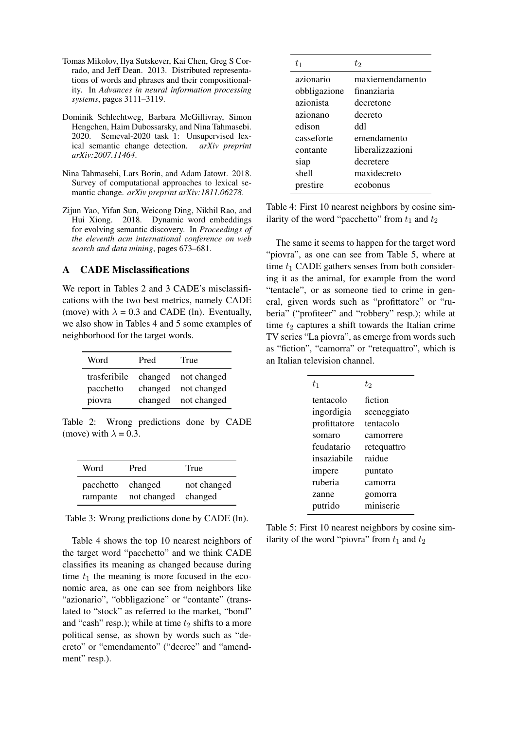Tomas Mikolov, Ilya Sutskever, Kai Chen, Greg S Corrado, and Jeff Dean. 2013. Distributed representations of words and phrases and their compositionality. In *Advances in neural information processing systems*, pages 3111–3119.

Dominik Schlechtweg, Barbara McGillivray, Simon Hengchen, Haim Dubossarsky, and Nina Tahmasebi. 2020. Semeval-2020 task 1: Unsupervised lexical semantic change detection. *arXiv preprint arXiv:2007.11464*.

Nina Tahmasebi, Lars Borin, and Adam Jatowt. 2018. Survey of computational approaches to lexical semantic change. *arXiv preprint arXiv:1811.06278*.

Zijun Yao, Yifan Sun, Weicong Ding, Nikhil Rao, and Hui Xiong. 2018. Dynamic word embeddings for evolving semantic discovery. In *Proceedings of the eleventh acm international conference on web search and data mining*, pages 673–681.

## A CADE Misclassifications

We report in Tables 2 and 3 CADE's misclassifications with the two best metrics, namely CADE (move) with $\lambda$ = 0.3 and CADE (ln). Eventually, we also show in Tables 4 and 5 some examples of neighborhood for the target words.

| Word | Pred | True |
|---|---|---|
| trasferibile | changed | not changed |
| pacchetto | changed | not changed |
| piovra | changed | not changed |

Table 2: Wrong predictions done by CADE (move) with $\lambda$ = 0.3.

| Word | Pred | True |
|---|---|---|
| pacchetto | changed | not changed |
| rampante | not changed | changed |

Table 3: Wrong predictions done by CADE (ln).

Table 4 shows the top 10 nearest neighbors of the target word "pacchetto" and we think CADE classifies its meaning as changed because during time $t_1$ the meaning is more focused in the economic area, as one can see from neighbors like "azionario", "obbligazione" or "contante" (translated to "stock" as referred to the market, "bond" and "cash" resp.); while at time $t_2$ shifts to a more political sense, as shown by words such as "decreto" or "emendamento" ("decree" and "amendment" resp.).

| $t_1$ | $t_2$ |
|---|---|
| azionario | maxiemendamento |
| obbligazione | finanziaria |
| azionista | decretone |
| azionano | decreto |
| edison | ddl |
| casseforte | emendamento |
| contante | liberalizzazioni |
| siap | decretere |
| shell | maxidecreto |
| prestire | ecobonus |

Table 4: First 10 nearest neighbors by cosine similarity of the word "pacchetto" from $t_1$ and $t_2$

The same it seems to happen for the target word "piovra", as one can see from Table 5, where at time $t_1$ CADE gathers senses from both considering it as the animal, for example from the word "tentacle", or as someone tied to crime in general, given words such as "profittatore" or "ruberia" ("profiteer" and "robbery" resp.); while at time $t_2$ captures a shift towards the Italian crime TV series "La piovra", as emerge from words such as "fiction", "camorra" or "retequattro", which is an Italian television channel.

| $t_1$ | $t_2$ |
|---|---|
| tentacolo | fiction |
| ingordigia | sceneggiato |
| profittatore | tentacolo |
| somaro | camorrere |
| feudatario | retequattro |
| insaziabile | raidue |
| impere | puntato |
| ruberia | camorra |
| zanne | gomorra |
| putrido | miniserie |

Table 5: First 10 nearest neighbors by cosine similarity of the word "piovra" from $t_1$ and $t_2$